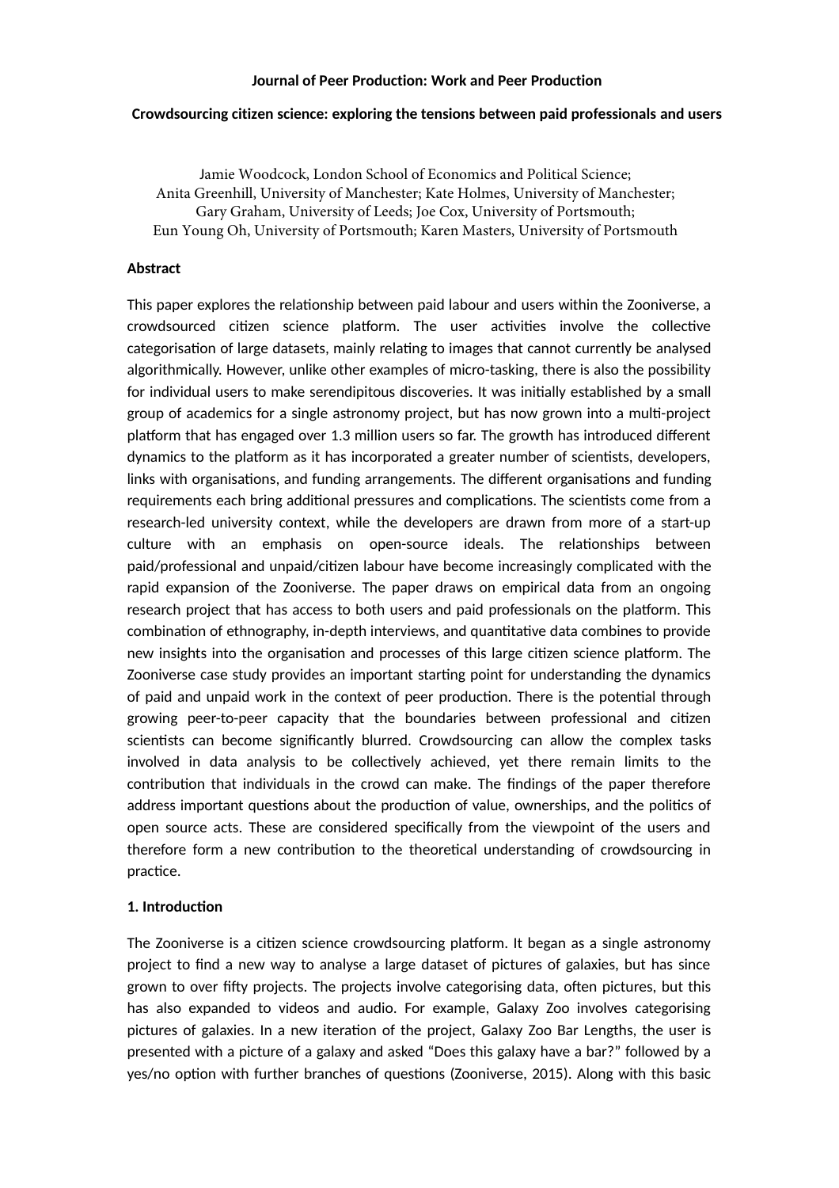**Journal of Peer Production: Work and Peer Production**

# Crowdsourcing citizen science: exploring the tensions between paid professionals and users

Jamie Woodcock, London School of Economics and Political Science;
Anita Greenhill, University of Manchester; Kate Holmes, University of Manchester;
Gary Graham, University of Leeds; Joe Cox, University of Portsmouth;
Eun Young Oh, University of Portsmouth; Karen Masters, University of Portsmouth

## Abstract

This paper explores the relationship between paid labour and users within the Zooniverse, a crowdsourced citizen science platform. The user activities involve the collective categorisation of large datasets, mainly relating to images that cannot currently be analysed algorithmically. However, unlike other examples of micro-tasking, there is also the possibility for individual users to make serendipitous discoveries. It was initially established by a small group of academics for a single astronomy project, but has now grown into a multi-project platform that has engaged over 1.3 million users so far. The growth has introduced different dynamics to the platform as it has incorporated a greater number of scientists, developers, links with organisations, and funding arrangements. The different organisations and funding requirements each bring additional pressures and complications. The scientists come from a research-led university context, while the developers are drawn from more of a start-up culture with an emphasis on open-source ideals. The relationships between paid/professional and unpaid/citizen labour have become increasingly complicated with the rapid expansion of the Zooniverse. The paper draws on empirical data from an ongoing research project that has access to both users and paid professionals on the platform. This combination of ethnography, in-depth interviews, and quantitative data combines to provide new insights into the organisation and processes of this large citizen science platform. The Zooniverse case study provides an important starting point for understanding the dynamics of paid and unpaid work in the context of peer production. There is the potential through growing peer-to-peer capacity that the boundaries between professional and citizen scientists can become significantly blurred. Crowdsourcing can allow the complex tasks involved in data analysis to be collectively achieved, yet there remain limits to the contribution that individuals in the crowd can make. The findings of the paper therefore address important questions about the production of value, ownerships, and the politics of open source acts. These are considered specifically from the viewpoint of the users and therefore form a new contribution to the theoretical understanding of crowdsourcing in practice.

## 1. Introduction

The Zooniverse is a citizen science crowdsourcing platform. It began as a single astronomy project to find a new way to analyse a large dataset of pictures of galaxies, but has since grown to over fifty projects. The projects involve categorising data, often pictures, but this has also expanded to videos and audio. For example, Galaxy Zoo involves categorising pictures of galaxies. In a new iteration of the project, Galaxy Zoo Bar Lengths, the user is presented with a picture of a galaxy and asked "Does this galaxy have a bar?" followed by a yes/no option with further branches of questions (Zooniverse, 2015). Along with this basic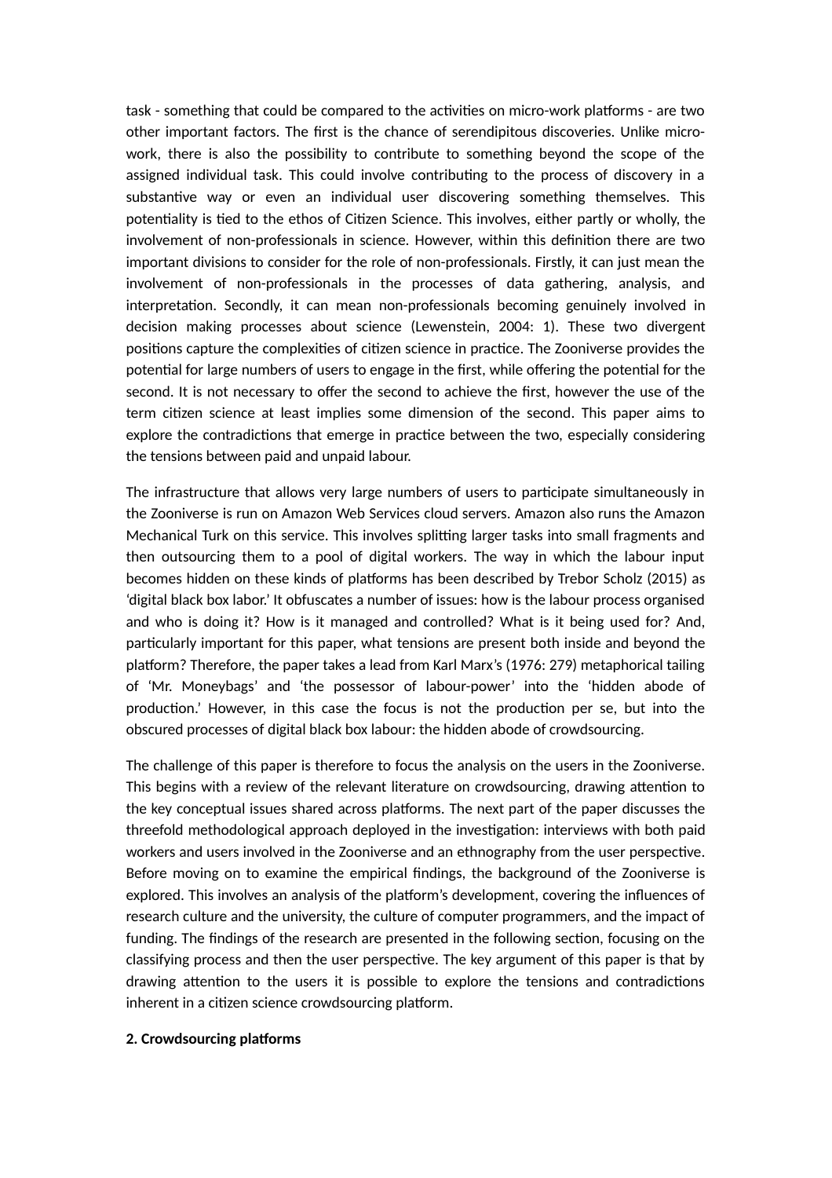task - something that could be compared to the activities on micro-work platforms - are two other important factors. The first is the chance of serendipitous discoveries. Unlike micro-work, there is also the possibility to contribute to something beyond the scope of the assigned individual task. This could involve contributing to the process of discovery in a substantive way or even an individual user discovering something themselves. This potentiality is tied to the ethos of Citizen Science. This involves, either partly or wholly, the involvement of non-professionals in science. However, within this definition there are two important divisions to consider for the role of non-professionals. Firstly, it can just mean the involvement of non-professionals in the processes of data gathering, analysis, and interpretation. Secondly, it can mean non-professionals becoming genuinely involved in decision making processes about science (Lewenstein, 2004: 1). These two divergent positions capture the complexities of citizen science in practice. The Zooniverse provides the potential for large numbers of users to engage in the first, while offering the potential for the second. It is not necessary to offer the second to achieve the first, however the use of the term citizen science at least implies some dimension of the second. This paper aims to explore the contradictions that emerge in practice between the two, especially considering the tensions between paid and unpaid labour.

The infrastructure that allows very large numbers of users to participate simultaneously in the Zooniverse is run on Amazon Web Services cloud servers. Amazon also runs the Amazon Mechanical Turk on this service. This involves splitting larger tasks into small fragments and then outsourcing them to a pool of digital workers. The way in which the labour input becomes hidden on these kinds of platforms has been described by Trebor Scholz (2015) as 'digital black box labor.' It obfuscates a number of issues: how is the labour process organised and who is doing it? How is it managed and controlled? What is it being used for? And, particularly important for this paper, what tensions are present both inside and beyond the platform? Therefore, the paper takes a lead from Karl Marx's (1976: 279) metaphorical tailing of 'Mr. Moneybags' and 'the possessor of labour-power' into the 'hidden abode of production.' However, in this case the focus is not the production per se, but into the obscured processes of digital black box labour: the hidden abode of crowdsourcing.

The challenge of this paper is therefore to focus the analysis on the users in the Zooniverse. This begins with a review of the relevant literature on crowdsourcing, drawing attention to the key conceptual issues shared across platforms. The next part of the paper discusses the threefold methodological approach deployed in the investigation: interviews with both paid workers and users involved in the Zooniverse and an ethnography from the user perspective. Before moving on to examine the empirical findings, the background of the Zooniverse is explored. This involves an analysis of the platform's development, covering the influences of research culture and the university, the culture of computer programmers, and the impact of funding. The findings of the research are presented in the following section, focusing on the classifying process and then the user perspective. The key argument of this paper is that by drawing attention to the users it is possible to explore the tensions and contradictions inherent in a citizen science crowdsourcing platform.

## 2. Crowdsourcing platforms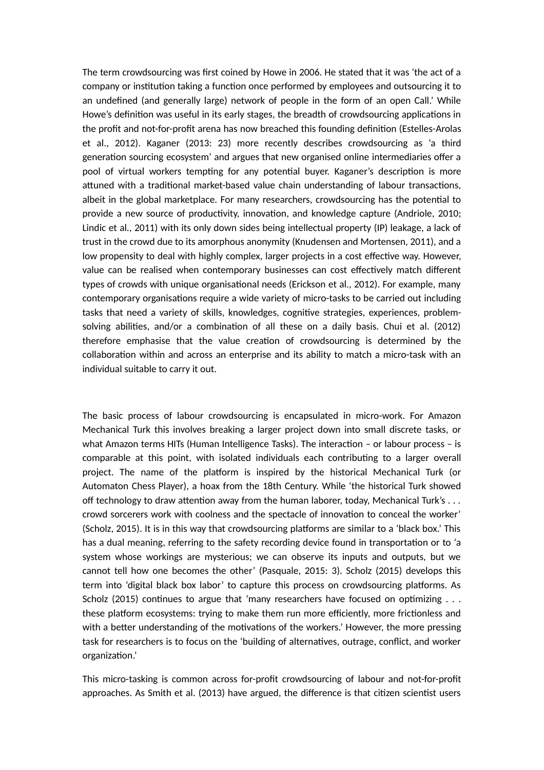The term crowdsourcing was first coined by Howe in 2006. He stated that it was 'the act of a company or institution taking a function once performed by employees and outsourcing it to an undefined (and generally large) network of people in the form of an open Call.' While Howe's definition was useful in its early stages, the breadth of crowdsourcing applications in the profit and not-for-profit arena has now breached this founding definition (Estelles-Arolas et al., 2012). Kaganer (2013: 23) more recently describes crowdsourcing as 'a third generation sourcing ecosystem' and argues that new organised online intermediaries offer a pool of virtual workers tempting for any potential buyer. Kaganer's description is more attuned with a traditional market-based value chain understanding of labour transactions, albeit in the global marketplace. For many researchers, crowdsourcing has the potential to provide a new source of productivity, innovation, and knowledge capture (Andriole, 2010; Lindic et al., 2011) with its only down sides being intellectual property (IP) leakage, a lack of trust in the crowd due to its amorphous anonymity (Knudensen and Mortensen, 2011), and a low propensity to deal with highly complex, larger projects in a cost effective way. However, value can be realised when contemporary businesses can cost effectively match different types of crowds with unique organisational needs (Erickson et al., 2012). For example, many contemporary organisations require a wide variety of micro-tasks to be carried out including tasks that need a variety of skills, knowledges, cognitive strategies, experiences, problem-solving abilities, and/or a combination of all these on a daily basis. Chui et al. (2012) therefore emphasise that the value creation of crowdsourcing is determined by the collaboration within and across an enterprise and its ability to match a micro-task with an individual suitable to carry it out.

The basic process of labour crowdsourcing is encapsulated in micro-work. For Amazon Mechanical Turk this involves breaking a larger project down into small discrete tasks, or what Amazon terms HITs (Human Intelligence Tasks). The interaction – or labour process – is comparable at this point, with isolated individuals each contributing to a larger overall project. The name of the platform is inspired by the historical Mechanical Turk (or Automaton Chess Player), a hoax from the 18th Century. While 'the historical Turk showed off technology to draw attention away from the human laborer, today, Mechanical Turk's . . . crowd sorcerers work with coolness and the spectacle of innovation to conceal the worker' (Scholz, 2015). It is in this way that crowdsourcing platforms are similar to a 'black box.' This has a dual meaning, referring to the safety recording device found in transportation or to 'a system whose workings are mysterious; we can observe its inputs and outputs, but we cannot tell how one becomes the other' (Pasquale, 2015: 3). Scholz (2015) develops this term into 'digital black box labor' to capture this process on crowdsourcing platforms. As Scholz (2015) continues to argue that 'many researchers have focused on optimizing . . . these platform ecosystems: trying to make them run more efficiently, more frictionless and with a better understanding of the motivations of the workers.' However, the more pressing task for researchers is to focus on the 'building of alternatives, outrage, conflict, and worker organization.'

This micro-tasking is common across for-profit crowdsourcing of labour and not-for-profit approaches. As Smith et al. (2013) have argued, the difference is that citizen scientist users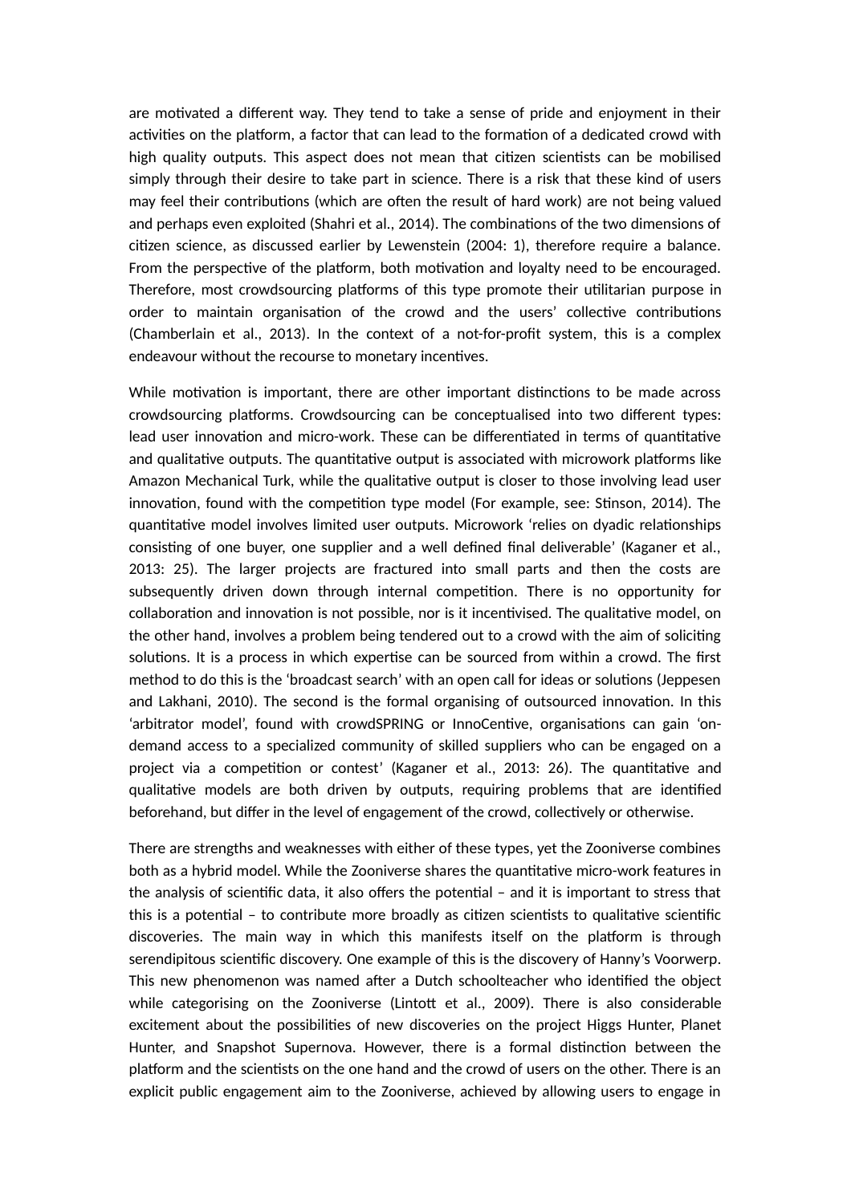are motivated a different way. They tend to take a sense of pride and enjoyment in their activities on the platform, a factor that can lead to the formation of a dedicated crowd with high quality outputs. This aspect does not mean that citizen scientists can be mobilised simply through their desire to take part in science. There is a risk that these kind of users may feel their contributions (which are often the result of hard work) are not being valued and perhaps even exploited (Shahri et al., 2014). The combinations of the two dimensions of citizen science, as discussed earlier by Lewenstein (2004: 1), therefore require a balance. From the perspective of the platform, both motivation and loyalty need to be encouraged. Therefore, most crowdsourcing platforms of this type promote their utilitarian purpose in order to maintain organisation of the crowd and the users' collective contributions (Chamberlain et al., 2013). In the context of a not-for-profit system, this is a complex endeavour without the recourse to monetary incentives.

While motivation is important, there are other important distinctions to be made across crowdsourcing platforms. Crowdsourcing can be conceptualised into two different types: lead user innovation and micro-work. These can be differentiated in terms of quantitative and qualitative outputs. The quantitative output is associated with microwork platforms like Amazon Mechanical Turk, while the qualitative output is closer to those involving lead user innovation, found with the competition type model (For example, see: Stinson, 2014). The quantitative model involves limited user outputs. Microwork 'relies on dyadic relationships consisting of one buyer, one supplier and a well defined final deliverable' (Kaganer et al., 2013: 25). The larger projects are fractured into small parts and then the costs are subsequently driven down through internal competition. There is no opportunity for collaboration and innovation is not possible, nor is it incentivised. The qualitative model, on the other hand, involves a problem being tendered out to a crowd with the aim of soliciting solutions. It is a process in which expertise can be sourced from within a crowd. The first method to do this is the 'broadcast search' with an open call for ideas or solutions (Jeppesen and Lakhani, 2010). The second is the formal organising of outsourced innovation. In this 'arbitrator model', found with crowdSPRING or InnoCentive, organisations can gain 'on-demand access to a specialized community of skilled suppliers who can be engaged on a project via a competition or contest' (Kaganer et al., 2013: 26). The quantitative and qualitative models are both driven by outputs, requiring problems that are identified beforehand, but differ in the level of engagement of the crowd, collectively or otherwise.

There are strengths and weaknesses with either of these types, yet the Zooniverse combines both as a hybrid model. While the Zooniverse shares the quantitative micro-work features in the analysis of scientific data, it also offers the potential – and it is important to stress that this is a potential – to contribute more broadly as citizen scientists to qualitative scientific discoveries. The main way in which this manifests itself on the platform is through serendipitous scientific discovery. One example of this is the discovery of Hanny's Voorwerp. This new phenomenon was named after a Dutch schoolteacher who identified the object while categorising on the Zooniverse (Lintott et al., 2009). There is also considerable excitement about the possibilities of new discoveries on the project Higgs Hunter, Planet Hunter, and Snapshot Supernova. However, there is a formal distinction between the platform and the scientists on the one hand and the crowd of users on the other. There is an explicit public engagement aim to the Zooniverse, achieved by allowing users to engage in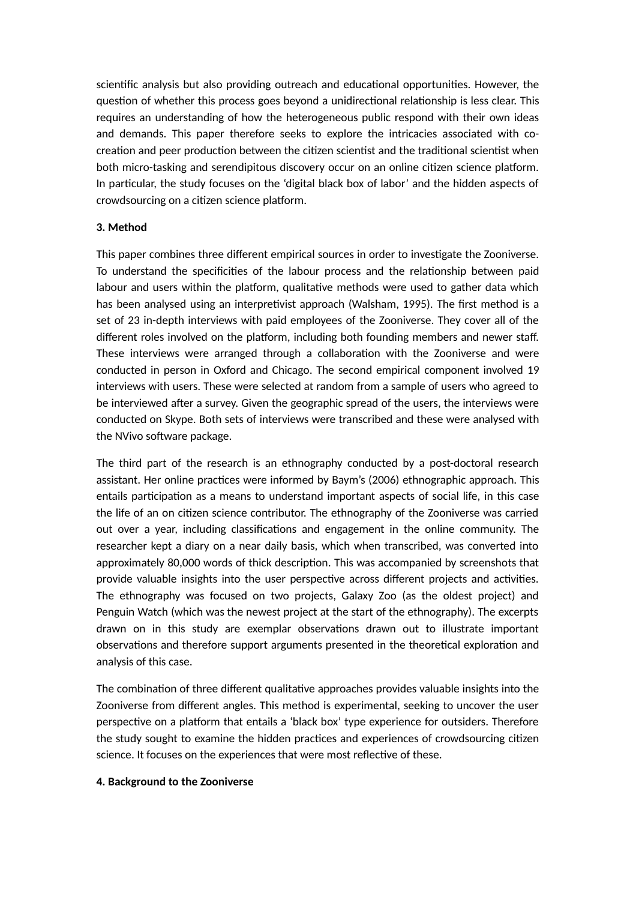scientific analysis but also providing outreach and educational opportunities. However, the question of whether this process goes beyond a unidirectional relationship is less clear. This requires an understanding of how the heterogeneous public respond with their own ideas and demands. This paper therefore seeks to explore the intricacies associated with co-creation and peer production between the citizen scientist and the traditional scientist when both micro-tasking and serendipitous discovery occur on an online citizen science platform. In particular, the study focuses on the 'digital black box of labor' and the hidden aspects of crowdsourcing on a citizen science platform.

**3. Method**

This paper combines three different empirical sources in order to investigate the Zooniverse. To understand the specificities of the labour process and the relationship between paid labour and users within the platform, qualitative methods were used to gather data which has been analysed using an interpretivist approach (Walsham, 1995). The first method is a set of 23 in-depth interviews with paid employees of the Zooniverse. They cover all of the different roles involved on the platform, including both founding members and newer staff. These interviews were arranged through a collaboration with the Zooniverse and were conducted in person in Oxford and Chicago. The second empirical component involved 19 interviews with users. These were selected at random from a sample of users who agreed to be interviewed after a survey. Given the geographic spread of the users, the interviews were conducted on Skype. Both sets of interviews were transcribed and these were analysed with the NVivo software package.

The third part of the research is an ethnography conducted by a post-doctoral research assistant. Her online practices were informed by Baym's (2006) ethnographic approach. This entails participation as a means to understand important aspects of social life, in this case the life of an on citizen science contributor. The ethnography of the Zooniverse was carried out over a year, including classifications and engagement in the online community. The researcher kept a diary on a near daily basis, which when transcribed, was converted into approximately 80,000 words of thick description. This was accompanied by screenshots that provide valuable insights into the user perspective across different projects and activities. The ethnography was focused on two projects, Galaxy Zoo (as the oldest project) and Penguin Watch (which was the newest project at the start of the ethnography). The excerpts drawn on in this study are exemplar observations drawn out to illustrate important observations and therefore support arguments presented in the theoretical exploration and analysis of this case.

The combination of three different qualitative approaches provides valuable insights into the Zooniverse from different angles. This method is experimental, seeking to uncover the user perspective on a platform that entails a 'black box' type experience for outsiders. Therefore the study sought to examine the hidden practices and experiences of crowdsourcing citizen science. It focuses on the experiences that were most reflective of these.

**4. Background to the Zooniverse**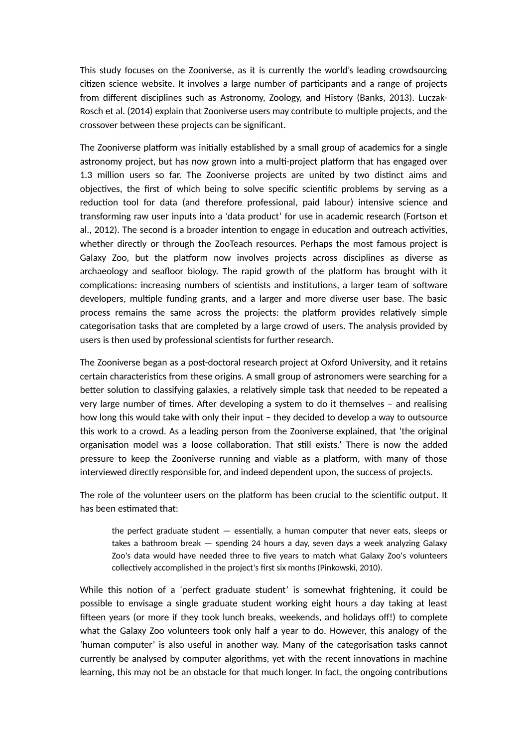This study focuses on the Zooniverse, as it is currently the world's leading crowdsourcing citizen science website. It involves a large number of participants and a range of projects from different disciplines such as Astronomy, Zoology, and History (Banks, 2013). Luczak-Rosch et al. (2014) explain that Zooniverse users may contribute to multiple projects, and the crossover between these projects can be significant.

The Zooniverse platform was initially established by a small group of academics for a single astronomy project, but has now grown into a multi-project platform that has engaged over 1.3 million users so far. The Zooniverse projects are united by two distinct aims and objectives, the first of which being to solve specific scientific problems by serving as a reduction tool for data (and therefore professional, paid labour) intensive science and transforming raw user inputs into a 'data product' for use in academic research (Fortson et al., 2012). The second is a broader intention to engage in education and outreach activities, whether directly or through the ZooTeach resources. Perhaps the most famous project is Galaxy Zoo, but the platform now involves projects across disciplines as diverse as archaeology and seafloor biology. The rapid growth of the platform has brought with it complications: increasing numbers of scientists and institutions, a larger team of software developers, multiple funding grants, and a larger and more diverse user base. The basic process remains the same across the projects: the platform provides relatively simple categorisation tasks that are completed by a large crowd of users. The analysis provided by users is then used by professional scientists for further research.

The Zooniverse began as a post-doctoral research project at Oxford University, and it retains certain characteristics from these origins. A small group of astronomers were searching for a better solution to classifying galaxies, a relatively simple task that needed to be repeated a very large number of times. After developing a system to do it themselves – and realising how long this would take with only their input – they decided to develop a way to outsource this work to a crowd. As a leading person from the Zooniverse explained, that 'the original organisation model was a loose collaboration. That still exists.' There is now the added pressure to keep the Zooniverse running and viable as a platform, with many of those interviewed directly responsible for, and indeed dependent upon, the success of projects.

The role of the volunteer users on the platform has been crucial to the scientific output. It has been estimated that:

> the perfect graduate student — essentially, a human computer that never eats, sleeps or takes a bathroom break — spending 24 hours a day, seven days a week analyzing Galaxy Zoo's data would have needed three to five years to match what Galaxy Zoo's volunteers collectively accomplished in the project's first six months (Pinkowski, 2010).

While this notion of a 'perfect graduate student' is somewhat frightening, it could be possible to envisage a single graduate student working eight hours a day taking at least fifteen years (or more if they took lunch breaks, weekends, and holidays off!) to complete what the Galaxy Zoo volunteers took only half a year to do. However, this analogy of the 'human computer' is also useful in another way. Many of the categorisation tasks cannot currently be analysed by computer algorithms, yet with the recent innovations in machine learning, this may not be an obstacle for that much longer. In fact, the ongoing contributions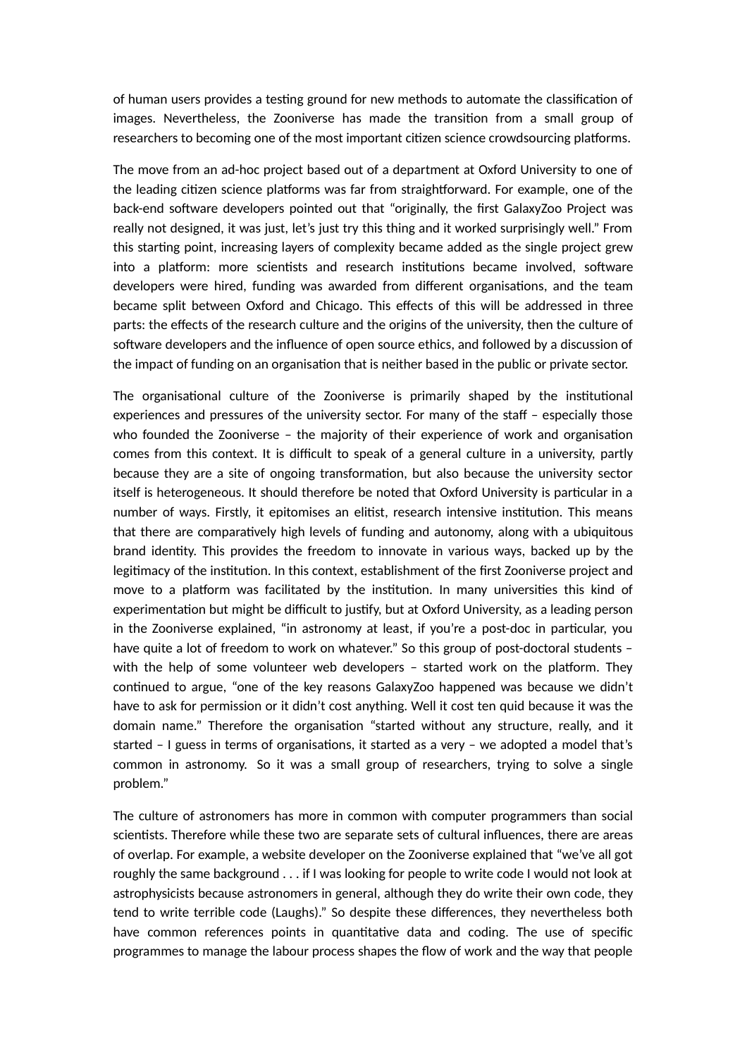of human users provides a testing ground for new methods to automate the classification of images. Nevertheless, the Zooniverse has made the transition from a small group of researchers to becoming one of the most important citizen science crowdsourcing platforms.

The move from an ad-hoc project based out of a department at Oxford University to one of the leading citizen science platforms was far from straightforward. For example, one of the back-end software developers pointed out that "originally, the first GalaxyZoo Project was really not designed, it was just, let's just try this thing and it worked surprisingly well." From this starting point, increasing layers of complexity became added as the single project grew into a platform: more scientists and research institutions became involved, software developers were hired, funding was awarded from different organisations, and the team became split between Oxford and Chicago. This effects of this will be addressed in three parts: the effects of the research culture and the origins of the university, then the culture of software developers and the influence of open source ethics, and followed by a discussion of the impact of funding on an organisation that is neither based in the public or private sector.

The organisational culture of the Zooniverse is primarily shaped by the institutional experiences and pressures of the university sector. For many of the staff – especially those who founded the Zooniverse – the majority of their experience of work and organisation comes from this context. It is difficult to speak of a general culture in a university, partly because they are a site of ongoing transformation, but also because the university sector itself is heterogeneous. It should therefore be noted that Oxford University is particular in a number of ways. Firstly, it epitomises an elitist, research intensive institution. This means that there are comparatively high levels of funding and autonomy, along with a ubiquitous brand identity. This provides the freedom to innovate in various ways, backed up by the legitimacy of the institution. In this context, establishment of the first Zooniverse project and move to a platform was facilitated by the institution. In many universities this kind of experimentation but might be difficult to justify, but at Oxford University, as a leading person in the Zooniverse explained, "in astronomy at least, if you're a post-doc in particular, you have quite a lot of freedom to work on whatever." So this group of post-doctoral students – with the help of some volunteer web developers – started work on the platform. They continued to argue, "one of the key reasons GalaxyZoo happened was because we didn't have to ask for permission or it didn't cost anything. Well it cost ten quid because it was the domain name." Therefore the organisation "started without any structure, really, and it started – I guess in terms of organisations, it started as a very – we adopted a model that's common in astronomy. So it was a small group of researchers, trying to solve a single problem."

The culture of astronomers has more in common with computer programmers than social scientists. Therefore while these two are separate sets of cultural influences, there are areas of overlap. For example, a website developer on the Zooniverse explained that "we've all got roughly the same background . . . if I was looking for people to write code I would not look at astrophysicists because astronomers in general, although they do write their own code, they tend to write terrible code (Laughs)." So despite these differences, they nevertheless both have common references points in quantitative data and coding. The use of specific programmes to manage the labour process shapes the flow of work and the way that people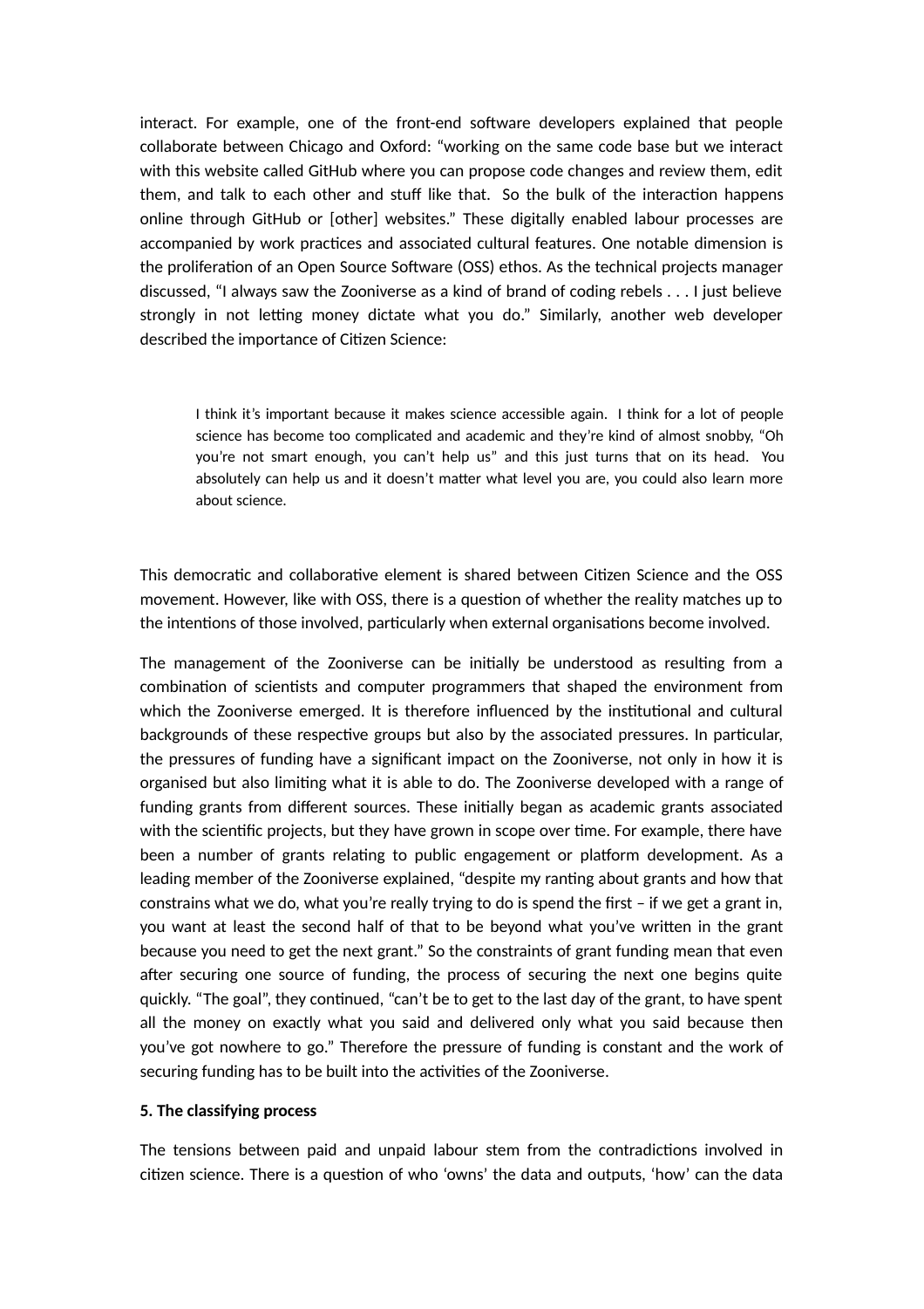interact. For example, one of the front-end software developers explained that people collaborate between Chicago and Oxford: "working on the same code base but we interact with this website called GitHub where you can propose code changes and review them, edit them, and talk to each other and stuff like that. So the bulk of the interaction happens online through GitHub or [other] websites." These digitally enabled labour processes are accompanied by work practices and associated cultural features. One notable dimension is the proliferation of an Open Source Software (OSS) ethos. As the technical projects manager discussed, "I always saw the Zooniverse as a kind of brand of coding rebels . . . I just believe strongly in not letting money dictate what you do." Similarly, another web developer described the importance of Citizen Science:

> I think it's important because it makes science accessible again. I think for a lot of people science has become too complicated and academic and they're kind of almost snobby, "Oh you're not smart enough, you can't help us" and this just turns that on its head. You absolutely can help us and it doesn't matter what level you are, you could also learn more about science.

This democratic and collaborative element is shared between Citizen Science and the OSS movement. However, like with OSS, there is a question of whether the reality matches up to the intentions of those involved, particularly when external organisations become involved.

The management of the Zooniverse can be initially be understood as resulting from a combination of scientists and computer programmers that shaped the environment from which the Zooniverse emerged. It is therefore influenced by the institutional and cultural backgrounds of these respective groups but also by the associated pressures. In particular, the pressures of funding have a significant impact on the Zooniverse, not only in how it is organised but also limiting what it is able to do. The Zooniverse developed with a range of funding grants from different sources. These initially began as academic grants associated with the scientific projects, but they have grown in scope over time. For example, there have been a number of grants relating to public engagement or platform development. As a leading member of the Zooniverse explained, "despite my ranting about grants and how that constrains what we do, what you're really trying to do is spend the first – if we get a grant in, you want at least the second half of that to be beyond what you've written in the grant because you need to get the next grant." So the constraints of grant funding mean that even after securing one source of funding, the process of securing the next one begins quite quickly. "The goal", they continued, "can't be to get to the last day of the grant, to have spent all the money on exactly what you said and delivered only what you said because then you've got nowhere to go." Therefore the pressure of funding is constant and the work of securing funding has to be built into the activities of the Zooniverse.

**5. The classifying process**

The tensions between paid and unpaid labour stem from the contradictions involved in citizen science. There is a question of who 'owns' the data and outputs, 'how' can the data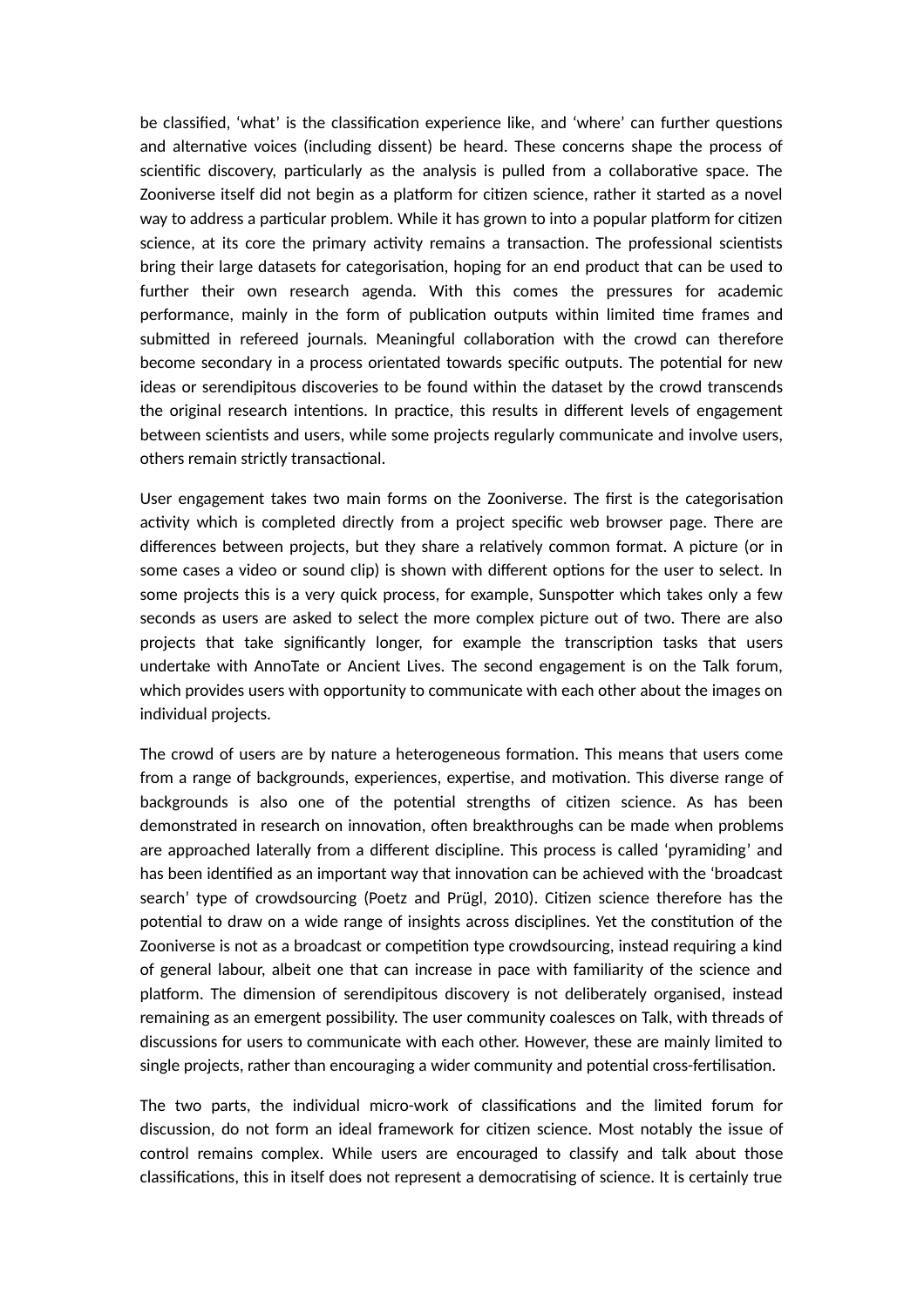be classified, 'what' is the classification experience like, and 'where' can further questions and alternative voices (including dissent) be heard. These concerns shape the process of scientific discovery, particularly as the analysis is pulled from a collaborative space. The Zooniverse itself did not begin as a platform for citizen science, rather it started as a novel way to address a particular problem. While it has grown to into a popular platform for citizen science, at its core the primary activity remains a transaction. The professional scientists bring their large datasets for categorisation, hoping for an end product that can be used to further their own research agenda. With this comes the pressures for academic performance, mainly in the form of publication outputs within limited time frames and submitted in refereed journals. Meaningful collaboration with the crowd can therefore become secondary in a process orientated towards specific outputs. The potential for new ideas or serendipitous discoveries to be found within the dataset by the crowd transcends the original research intentions. In practice, this results in different levels of engagement between scientists and users, while some projects regularly communicate and involve users, others remain strictly transactional.

User engagement takes two main forms on the Zooniverse. The first is the categorisation activity which is completed directly from a project specific web browser page. There are differences between projects, but they share a relatively common format. A picture (or in some cases a video or sound clip) is shown with different options for the user to select. In some projects this is a very quick process, for example, Sunspotter which takes only a few seconds as users are asked to select the more complex picture out of two. There are also projects that take significantly longer, for example the transcription tasks that users undertake with AnnoTate or Ancient Lives. The second engagement is on the Talk forum, which provides users with opportunity to communicate with each other about the images on individual projects.

The crowd of users are by nature a heterogeneous formation. This means that users come from a range of backgrounds, experiences, expertise, and motivation. This diverse range of backgrounds is also one of the potential strengths of citizen science. As has been demonstrated in research on innovation, often breakthroughs can be made when problems are approached laterally from a different discipline. This process is called 'pyramiding' and has been identified as an important way that innovation can be achieved with the 'broadcast search' type of crowdsourcing (Poetz and Prügl, 2010). Citizen science therefore has the potential to draw on a wide range of insights across disciplines. Yet the constitution of the Zooniverse is not as a broadcast or competition type crowdsourcing, instead requiring a kind of general labour, albeit one that can increase in pace with familiarity of the science and platform. The dimension of serendipitous discovery is not deliberately organised, instead remaining as an emergent possibility. The user community coalesces on Talk, with threads of discussions for users to communicate with each other. However, these are mainly limited to single projects, rather than encouraging a wider community and potential cross-fertilisation.

The two parts, the individual micro-work of classifications and the limited forum for discussion, do not form an ideal framework for citizen science. Most notably the issue of control remains complex. While users are encouraged to classify and talk about those classifications, this in itself does not represent a democratising of science. It is certainly true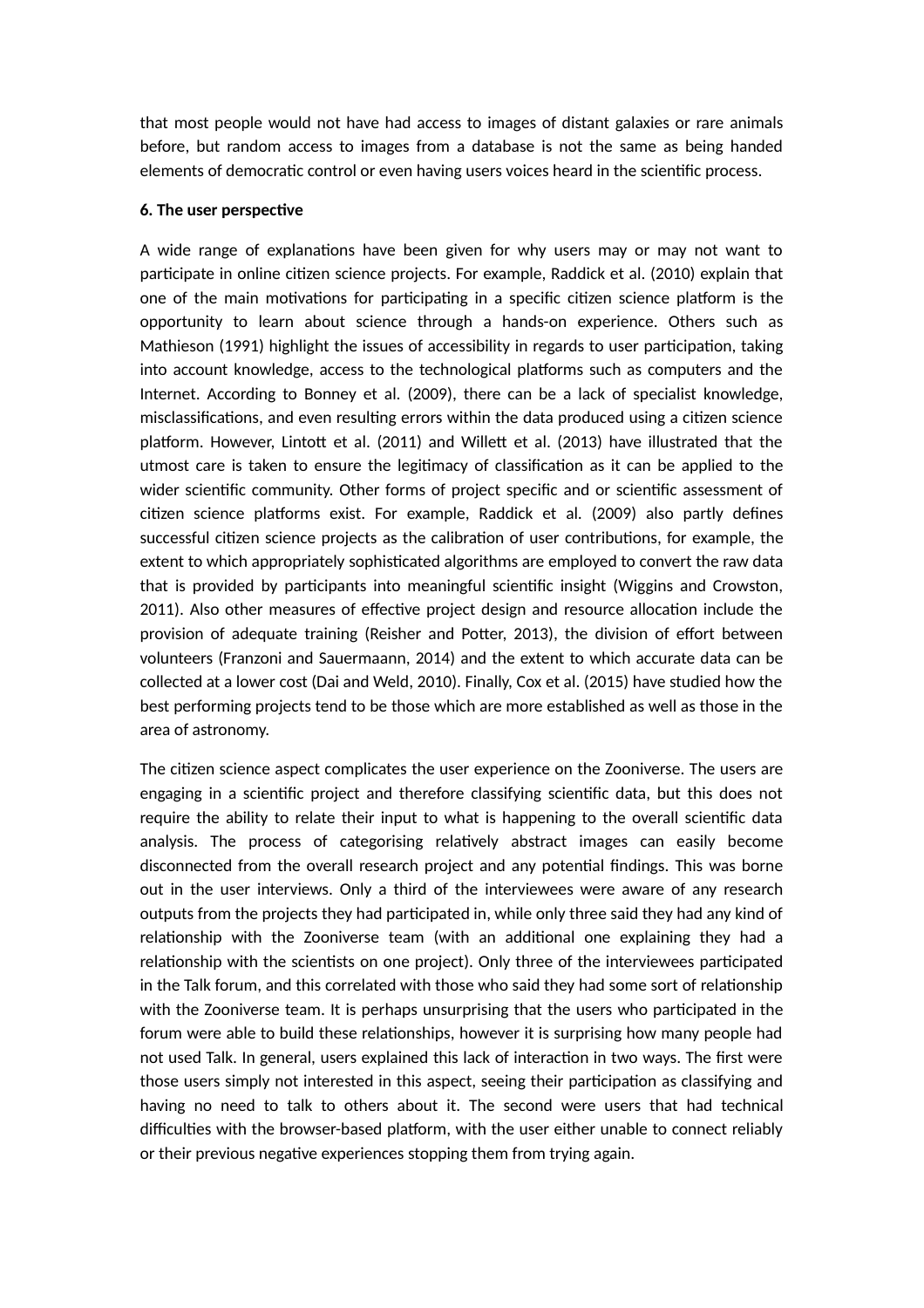that most people would not have had access to images of distant galaxies or rare animals before, but random access to images from a database is not the same as being handed elements of democratic control or even having users voices heard in the scientific process.

**6. The user perspective**

A wide range of explanations have been given for why users may or may not want to participate in online citizen science projects. For example, Raddick et al. (2010) explain that one of the main motivations for participating in a specific citizen science platform is the opportunity to learn about science through a hands-on experience. Others such as Mathieson (1991) highlight the issues of accessibility in regards to user participation, taking into account knowledge, access to the technological platforms such as computers and the Internet. According to Bonney et al. (2009), there can be a lack of specialist knowledge, misclassifications, and even resulting errors within the data produced using a citizen science platform. However, Lintott et al. (2011) and Willett et al. (2013) have illustrated that the utmost care is taken to ensure the legitimacy of classification as it can be applied to the wider scientific community. Other forms of project specific and or scientific assessment of citizen science platforms exist. For example, Raddick et al. (2009) also partly defines successful citizen science projects as the calibration of user contributions, for example, the extent to which appropriately sophisticated algorithms are employed to convert the raw data that is provided by participants into meaningful scientific insight (Wiggins and Crowston, 2011). Also other measures of effective project design and resource allocation include the provision of adequate training (Reisher and Potter, 2013), the division of effort between volunteers (Franzoni and Sauermaann, 2014) and the extent to which accurate data can be collected at a lower cost (Dai and Weld, 2010). Finally, Cox et al. (2015) have studied how the best performing projects tend to be those which are more established as well as those in the area of astronomy.

The citizen science aspect complicates the user experience on the Zooniverse. The users are engaging in a scientific project and therefore classifying scientific data, but this does not require the ability to relate their input to what is happening to the overall scientific data analysis. The process of categorising relatively abstract images can easily become disconnected from the overall research project and any potential findings. This was borne out in the user interviews. Only a third of the interviewees were aware of any research outputs from the projects they had participated in, while only three said they had any kind of relationship with the Zooniverse team (with an additional one explaining they had a relationship with the scientists on one project). Only three of the interviewees participated in the Talk forum, and this correlated with those who said they had some sort of relationship with the Zooniverse team. It is perhaps unsurprising that the users who participated in the forum were able to build these relationships, however it is surprising how many people had not used Talk. In general, users explained this lack of interaction in two ways. The first were those users simply not interested in this aspect, seeing their participation as classifying and having no need to talk to others about it. The second were users that had technical difficulties with the browser-based platform, with the user either unable to connect reliably or their previous negative experiences stopping them from trying again.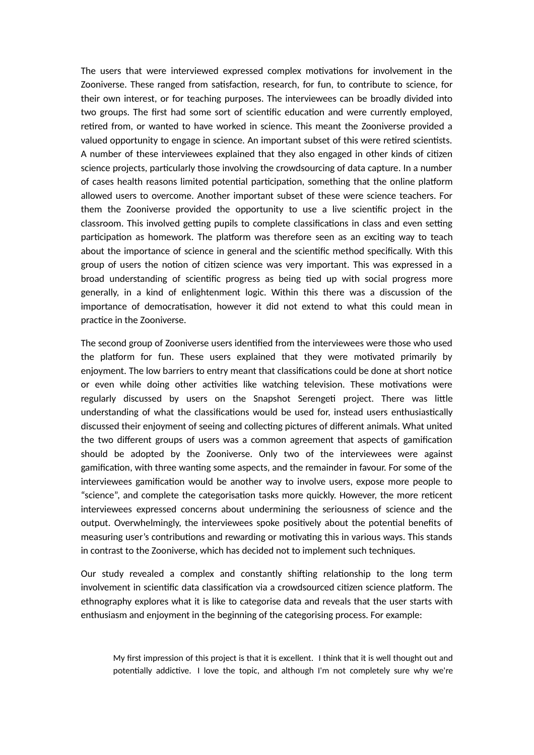The users that were interviewed expressed complex motivations for involvement in the Zooniverse. These ranged from satisfaction, research, for fun, to contribute to science, for their own interest, or for teaching purposes. The interviewees can be broadly divided into two groups. The first had some sort of scientific education and were currently employed, retired from, or wanted to have worked in science. This meant the Zooniverse provided a valued opportunity to engage in science. An important subset of this were retired scientists. A number of these interviewees explained that they also engaged in other kinds of citizen science projects, particularly those involving the crowdsourcing of data capture. In a number of cases health reasons limited potential participation, something that the online platform allowed users to overcome. Another important subset of these were science teachers. For them the Zooniverse provided the opportunity to use a live scientific project in the classroom. This involved getting pupils to complete classifications in class and even setting participation as homework. The platform was therefore seen as an exciting way to teach about the importance of science in general and the scientific method specifically. With this group of users the notion of citizen science was very important. This was expressed in a broad understanding of scientific progress as being tied up with social progress more generally, in a kind of enlightenment logic. Within this there was a discussion of the importance of democratisation, however it did not extend to what this could mean in practice in the Zooniverse.

The second group of Zooniverse users identified from the interviewees were those who used the platform for fun. These users explained that they were motivated primarily by enjoyment. The low barriers to entry meant that classifications could be done at short notice or even while doing other activities like watching television. These motivations were regularly discussed by users on the Snapshot Serengeti project. There was little understanding of what the classifications would be used for, instead users enthusiastically discussed their enjoyment of seeing and collecting pictures of different animals. What united the two different groups of users was a common agreement that aspects of gamification should be adopted by the Zooniverse. Only two of the interviewees were against gamification, with three wanting some aspects, and the remainder in favour. For some of the interviewees gamification would be another way to involve users, expose more people to "science", and complete the categorisation tasks more quickly. However, the more reticent interviewees expressed concerns about undermining the seriousness of science and the output. Overwhelmingly, the interviewees spoke positively about the potential benefits of measuring user's contributions and rewarding or motivating this in various ways. This stands in contrast to the Zooniverse, which has decided not to implement such techniques.

Our study revealed a complex and constantly shifting relationship to the long term involvement in scientific data classification via a crowdsourced citizen science platform. The ethnography explores what it is like to categorise data and reveals that the user starts with enthusiasm and enjoyment in the beginning of the categorising process. For example:

> My first impression of this project is that it is excellent. I think that it is well thought out and potentially addictive. I love the topic, and although I'm not completely sure why we're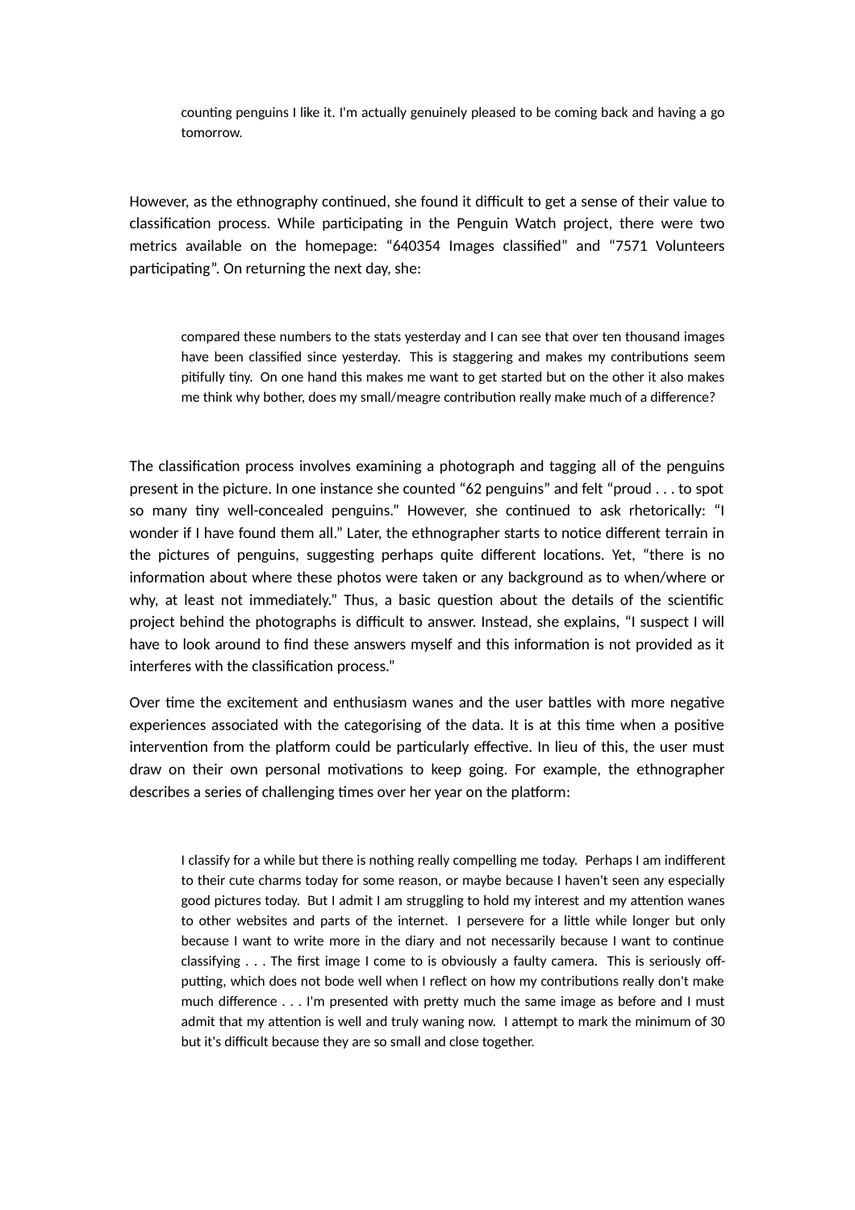> counting penguins I like it. I'm actually genuinely pleased to be coming back and having a go tomorrow.

However, as the ethnography continued, she found it difficult to get a sense of their value to classification process. While participating in the Penguin Watch project, there were two metrics available on the homepage: “640354 Images classified” and “7571 Volunteers participating”. On returning the next day, she:

> compared these numbers to the stats yesterday and I can see that over ten thousand images have been classified since yesterday. This is staggering and makes my contributions seem pitifully tiny. On one hand this makes me want to get started but on the other it also makes me think why bother, does my small/meagre contribution really make much of a difference?

The classification process involves examining a photograph and tagging all of the penguins present in the picture. In one instance she counted “62 penguins” and felt “proud . . . to spot so many tiny well-concealed penguins.” However, she continued to ask rhetorically: “I wonder if I have found them all.” Later, the ethnographer starts to notice different terrain in the pictures of penguins, suggesting perhaps quite different locations. Yet, “there is no information about where these photos were taken or any background as to when/where or why, at least not immediately.” Thus, a basic question about the details of the scientific project behind the photographs is difficult to answer. Instead, she explains, “I suspect I will have to look around to find these answers myself and this information is not provided as it interferes with the classification process.”

Over time the excitement and enthusiasm wanes and the user battles with more negative experiences associated with the categorising of the data. It is at this time when a positive intervention from the platform could be particularly effective. In lieu of this, the user must draw on their own personal motivations to keep going. For example, the ethnographer describes a series of challenging times over her year on the platform:

> I classify for a while but there is nothing really compelling me today. Perhaps I am indifferent to their cute charms today for some reason, or maybe because I haven't seen any especially good pictures today. But I admit I am struggling to hold my interest and my attention wanes to other websites and parts of the internet. I persevere for a little while longer but only because I want to write more in the diary and not necessarily because I want to continue classifying . . . The first image I come to is obviously a faulty camera. This is seriously off-putting, which does not bode well when I reflect on how my contributions really don't make much difference . . . I'm presented with pretty much the same image as before and I must admit that my attention is well and truly waning now. I attempt to mark the minimum of 30 but it's difficult because they are so small and close together.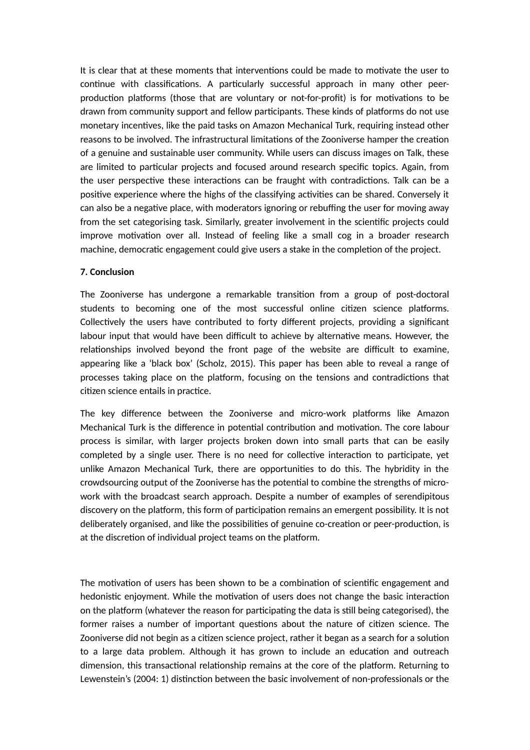It is clear that at these moments that interventions could be made to motivate the user to continue with classifications. A particularly successful approach in many other peer-production platforms (those that are voluntary or not-for-profit) is for motivations to be drawn from community support and fellow participants. These kinds of platforms do not use monetary incentives, like the paid tasks on Amazon Mechanical Turk, requiring instead other reasons to be involved. The infrastructural limitations of the Zooniverse hamper the creation of a genuine and sustainable user community. While users can discuss images on Talk, these are limited to particular projects and focused around research specific topics. Again, from the user perspective these interactions can be fraught with contradictions. Talk can be a positive experience where the highs of the classifying activities can be shared. Conversely it can also be a negative place, with moderators ignoring or rebuffing the user for moving away from the set categorising task. Similarly, greater involvement in the scientific projects could improve motivation over all. Instead of feeling like a small cog in a broader research machine, democratic engagement could give users a stake in the completion of the project.

**7. Conclusion**

The Zooniverse has undergone a remarkable transition from a group of post-doctoral students to becoming one of the most successful online citizen science platforms. Collectively the users have contributed to forty different projects, providing a significant labour input that would have been difficult to achieve by alternative means. However, the relationships involved beyond the front page of the website are difficult to examine, appearing like a 'black box' (Scholz, 2015). This paper has been able to reveal a range of processes taking place on the platform, focusing on the tensions and contradictions that citizen science entails in practice.

The key difference between the Zooniverse and micro-work platforms like Amazon Mechanical Turk is the difference in potential contribution and motivation. The core labour process is similar, with larger projects broken down into small parts that can be easily completed by a single user. There is no need for collective interaction to participate, yet unlike Amazon Mechanical Turk, there are opportunities to do this. The hybridity in the crowdsourcing output of the Zooniverse has the potential to combine the strengths of micro-work with the broadcast search approach. Despite a number of examples of serendipitous discovery on the platform, this form of participation remains an emergent possibility. It is not deliberately organised, and like the possibilities of genuine co-creation or peer-production, is at the discretion of individual project teams on the platform.

The motivation of users has been shown to be a combination of scientific engagement and hedonistic enjoyment. While the motivation of users does not change the basic interaction on the platform (whatever the reason for participating the data is still being categorised), the former raises a number of important questions about the nature of citizen science. The Zooniverse did not begin as a citizen science project, rather it began as a search for a solution to a large data problem. Although it has grown to include an education and outreach dimension, this transactional relationship remains at the core of the platform. Returning to Lewenstein's (2004: 1) distinction between the basic involvement of non-professionals or the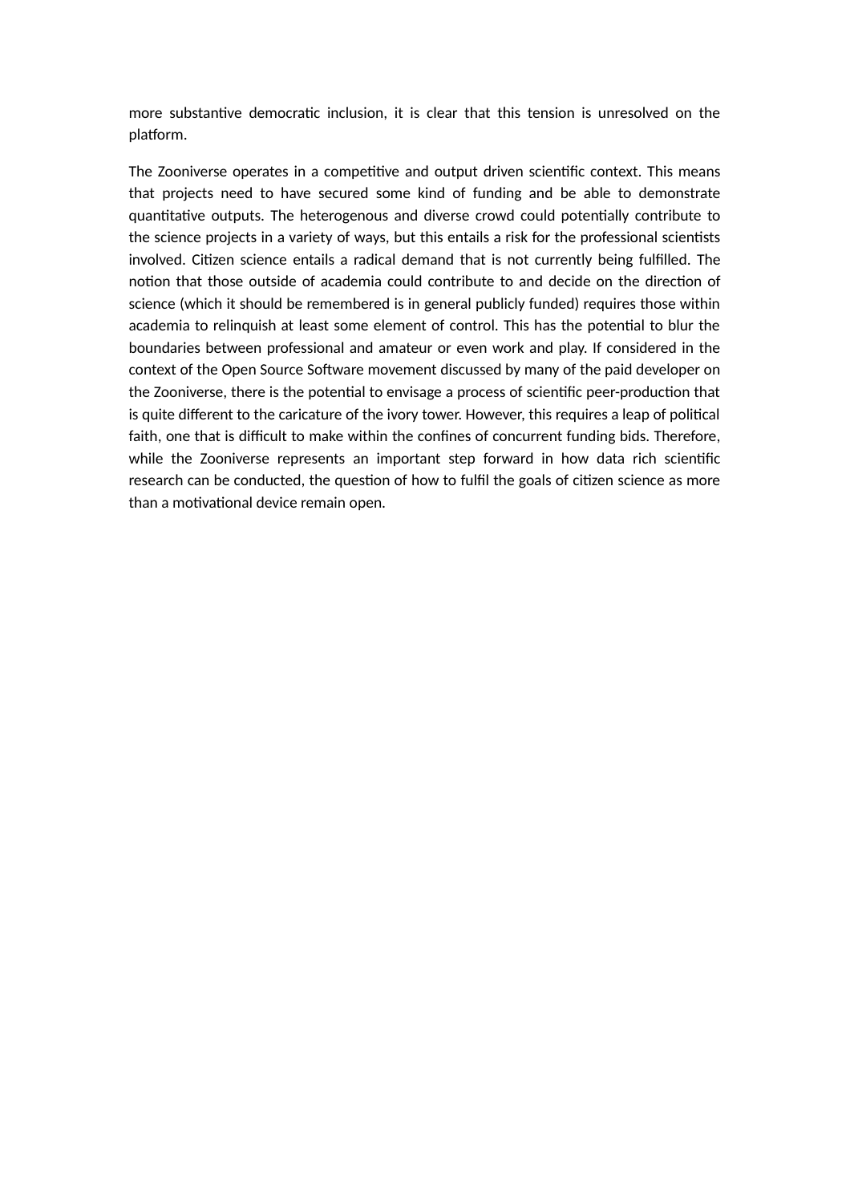more substantive democratic inclusion, it is clear that this tension is unresolved on the platform.

The Zooniverse operates in a competitive and output driven scientific context. This means that projects need to have secured some kind of funding and be able to demonstrate quantitative outputs. The heterogenous and diverse crowd could potentially contribute to the science projects in a variety of ways, but this entails a risk for the professional scientists involved. Citizen science entails a radical demand that is not currently being fulfilled. The notion that those outside of academia could contribute to and decide on the direction of science (which it should be remembered is in general publicly funded) requires those within academia to relinquish at least some element of control. This has the potential to blur the boundaries between professional and amateur or even work and play. If considered in the context of the Open Source Software movement discussed by many of the paid developer on the Zooniverse, there is the potential to envisage a process of scientific peer-production that is quite different to the caricature of the ivory tower. However, this requires a leap of political faith, one that is difficult to make within the confines of concurrent funding bids. Therefore, while the Zooniverse represents an important step forward in how data rich scientific research can be conducted, the question of how to fulfil the goals of citizen science as more than a motivational device remain open.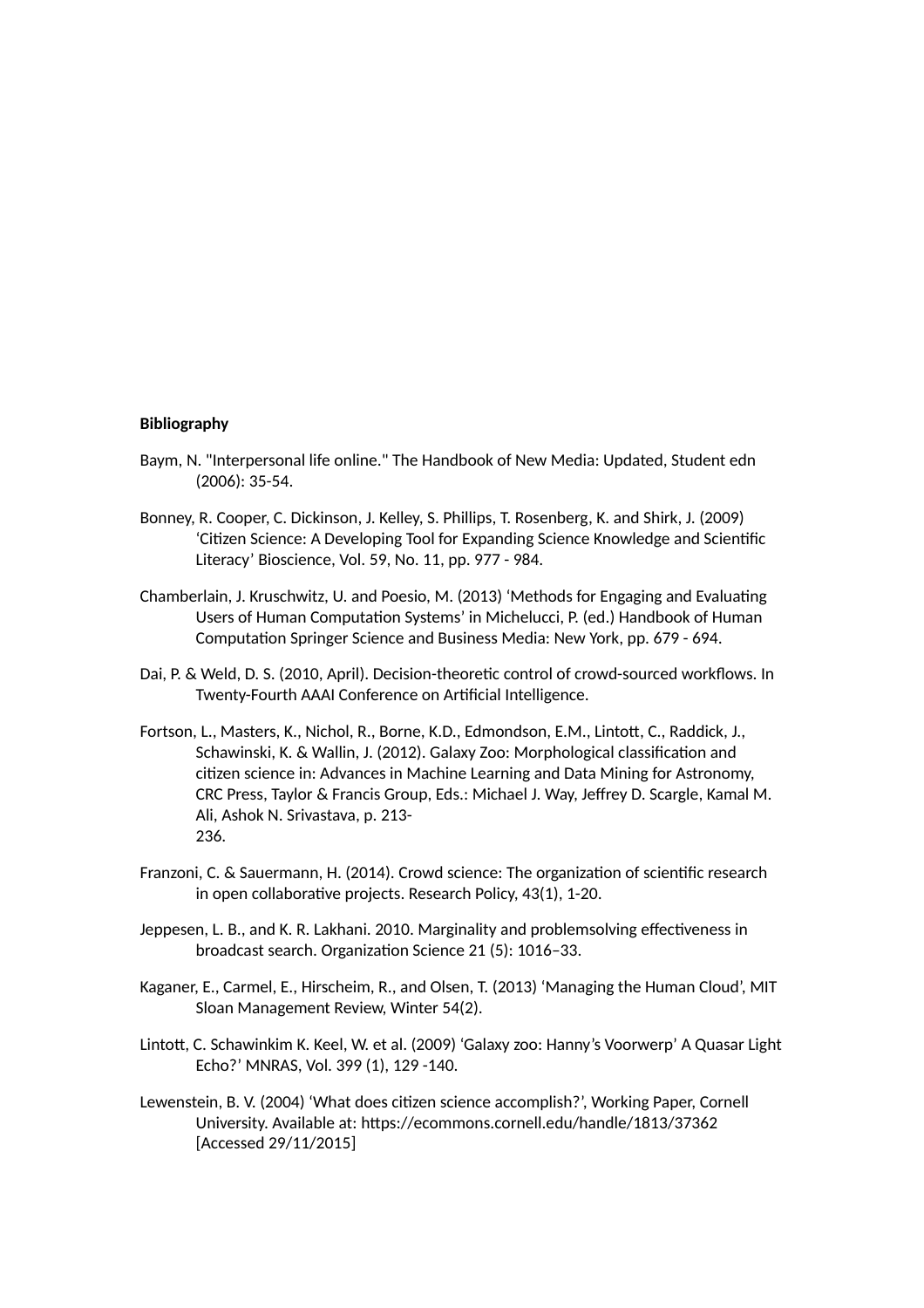**Bibliography**

Baym, N. "Interpersonal life online." The Handbook of New Media: Updated, Student edn (2006): 35-54.

Bonney, R. Cooper, C. Dickinson, J. Kelley, S. Phillips, T. Rosenberg, K. and Shirk, J. (2009) 'Citizen Science: A Developing Tool for Expanding Science Knowledge and Scientific Literacy' Bioscience, Vol. 59, No. 11, pp. 977 - 984.

Chamberlain, J. Kruschwitz, U. and Poesio, M. (2013) 'Methods for Engaging and Evaluating Users of Human Computation Systems' in Michelucci, P. (ed.) Handbook of Human Computation Springer Science and Business Media: New York, pp. 679 - 694.

Dai, P. & Weld, D. S. (2010, April). Decision-theoretic control of crowd-sourced workflows. In Twenty-Fourth AAAI Conference on Artificial Intelligence.

Fortson, L., Masters, K., Nichol, R., Borne, K.D., Edmondson, E.M., Lintott, C., Raddick, J., Schawinski, K. & Wallin, J. (2012). Galaxy Zoo: Morphological classification and citizen science in: Advances in Machine Learning and Data Mining for Astronomy, CRC Press, Taylor & Francis Group, Eds.: Michael J. Way, Jeffrey D. Scargle, Kamal M. Ali, Ashok N. Srivastava, p. 213-
236.

Franzoni, C. & Sauermann, H. (2014). Crowd science: The organization of scientific research in open collaborative projects. Research Policy, 43(1), 1-20.

Jeppesen, L. B., and K. R. Lakhani. 2010. Marginality and problemsolving effectiveness in broadcast search. Organization Science 21 (5): 1016–33.

Kaganer, E., Carmel, E., Hirscheim, R., and Olsen, T. (2013) 'Managing the Human Cloud', MIT Sloan Management Review, Winter 54(2).

Lintott, C. Schawinkim K. Keel, W. et al. (2009) 'Galaxy zoo: Hanny's Voorwerp' A Quasar Light Echo?' MNRAS, Vol. 399 (1), 129 -140.

Lewenstein, B. V. (2004) 'What does citizen science accomplish?', Working Paper, Cornell University. Available at: https://ecommons.cornell.edu/handle/1813/37362 [Accessed 29/11/2015]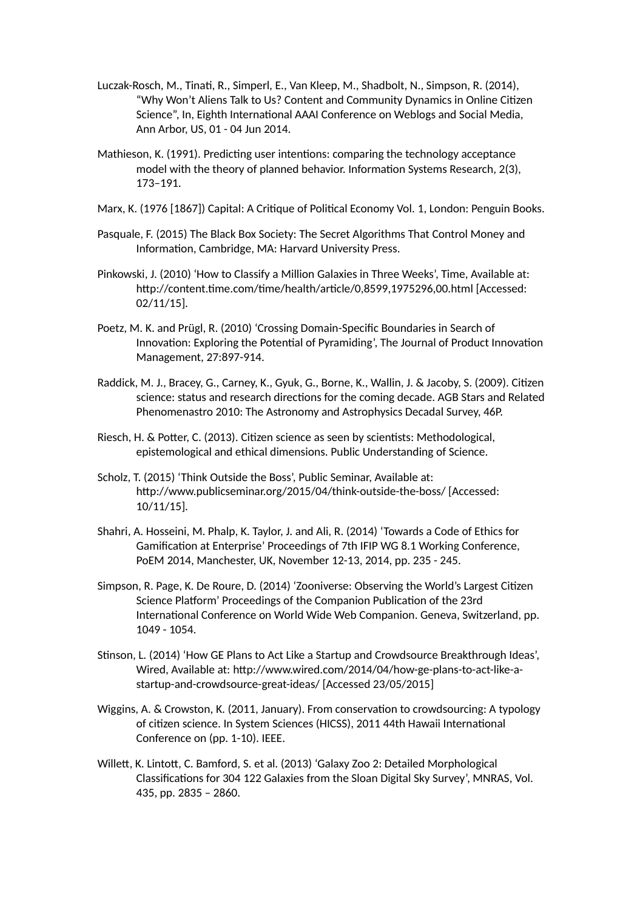Luczak-Rosch, M., Tinati, R., Simperl, E., Van Kleep, M., Shadbolt, N., Simpson, R. (2014), “Why Won’t Aliens Talk to Us? Content and Community Dynamics in Online Citizen Science”, In, Eighth International AAAI Conference on Weblogs and Social Media, Ann Arbor, US, 01 - 04 Jun 2014.

Mathieson, K. (1991). Predicting user intentions: comparing the technology acceptance model with the theory of planned behavior. Information Systems Research, 2(3), 173–191.

Marx, K. (1976 [1867]) Capital: A Critique of Political Economy Vol. 1, London: Penguin Books.

Pasquale, F. (2015) The Black Box Society: The Secret Algorithms That Control Money and Information, Cambridge, MA: Harvard University Press.

Pinkowski, J. (2010) ‘How to Classify a Million Galaxies in Three Weeks’, Time, Available at: http://content.time.com/time/health/article/0,8599,1975296,00.html [Accessed: 02/11/15].

Poetz, M. K. and Prügl, R. (2010) ‘Crossing Domain-Specific Boundaries in Search of Innovation: Exploring the Potential of Pyramiding’, The Journal of Product Innovation Management, 27:897-914.

Raddick, M. J., Bracey, G., Carney, K., Gyuk, G., Borne, K., Wallin, J. & Jacoby, S. (2009). Citizen science: status and research directions for the coming decade. AGB Stars and Related Phenomenastro 2010: The Astronomy and Astrophysics Decadal Survey, 46P.

Riesch, H. & Potter, C. (2013). Citizen science as seen by scientists: Methodological, epistemological and ethical dimensions. Public Understanding of Science.

Scholz, T. (2015) ‘Think Outside the Boss’, Public Seminar, Available at: http://www.publicseminar.org/2015/04/think-outside-the-boss/ [Accessed: 10/11/15].

Shahri, A. Hosseini, M. Phalp, K. Taylor, J. and Ali, R. (2014) ‘Towards a Code of Ethics for Gamification at Enterprise’ Proceedings of 7th IFIP WG 8.1 Working Conference, PoEM 2014, Manchester, UK, November 12-13, 2014, pp. 235 - 245.

Simpson, R. Page, K. De Roure, D. (2014) ‘Zooniverse: Observing the World’s Largest Citizen Science Platform’ Proceedings of the Companion Publication of the 23rd International Conference on World Wide Web Companion. Geneva, Switzerland, pp. 1049 - 1054.

Stinson, L. (2014) ‘How GE Plans to Act Like a Startup and Crowdsource Breakthrough Ideas’, Wired, Available at: http://www.wired.com/2014/04/how-ge-plans-to-act-like-a-startup-and-crowdsource-great-ideas/ [Accessed 23/05/2015]

Wiggins, A. & Crowston, K. (2011, January). From conservation to crowdsourcing: A typology of citizen science. In System Sciences (HICSS), 2011 44th Hawaii International Conference on (pp. 1-10). IEEE.

Willett, K. Lintott, C. Bamford, S. et al. (2013) ‘Galaxy Zoo 2: Detailed Morphological Classifications for 304 122 Galaxies from the Sloan Digital Sky Survey’, MNRAS, Vol. 435, pp. 2835 – 2860.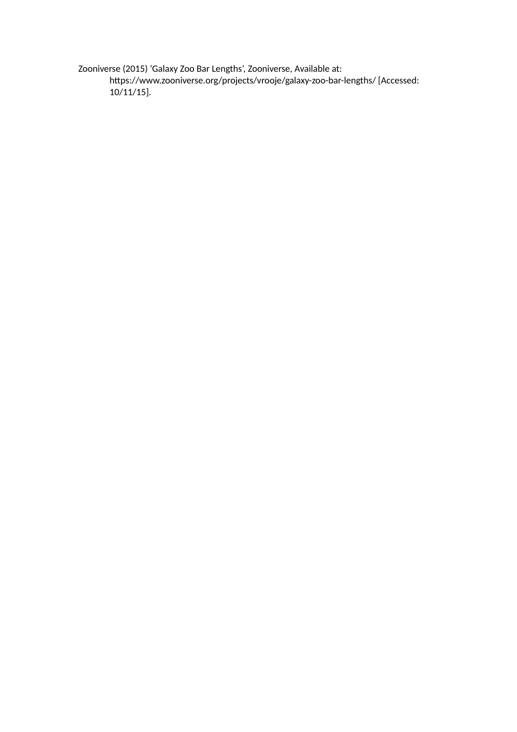Zooniverse (2015) ‘Galaxy Zoo Bar Lengths’, Zooniverse, Available at: https://www.zooniverse.org/projects/vrooje/galaxy-zoo-bar-lengths/ [Accessed: 10/11/15].